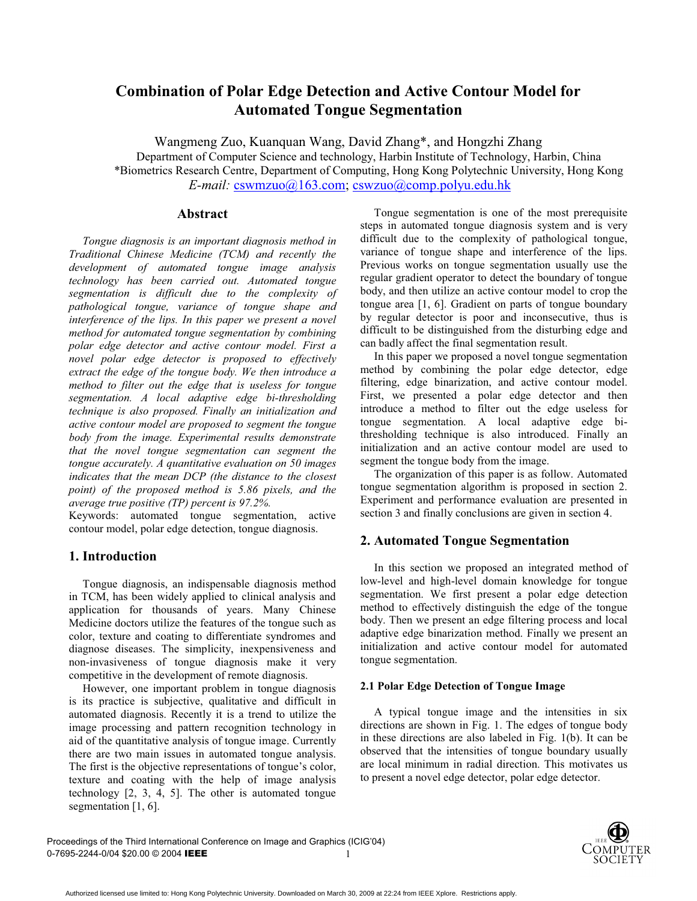# Combination of Polar Edge Detection and Active Contour Model for Automated Tongue Segmentation

Wangmeng Zuo, Kuanquan Wang, David Zhang*, and Hongzhi Zhang

Department of Computer Science and technology, Harbin Institute of Technology, Harbin, China

*Biometrics Research Centre, Department of Computing, Hong Kong Polytechnic University, Hong Kong

*E-mail:* cswmzuo@163.com; cswzuo@comp.polyu.edu.hk

## Abstract

*Tongue diagnosis is an important diagnosis method in Traditional Chinese Medicine (TCM) and recently the development of automated tongue image analysis technology has been carried out. Automated tongue segmentation is difficult due to the complexity of pathological tongue, variance of tongue shape and interference of the lips. In this paper we present a novel method for automated tongue segmentation by combining polar edge detector and active contour model. First a novel polar edge detector is proposed to effectively extract the edge of the tongue body. We then introduce a method to filter out the edge that is useless for tongue segmentation. A local adaptive edge bi-thresholding technique is also proposed. Finally an initialization and active contour model are proposed to segment the tongue body from the image. Experimental results demonstrate that the novel tongue segmentation can segment the tongue accurately. A quantitative evaluation on 50 images indicates that the mean DCP (the distance to the closest point) of the proposed method is 5.86 pixels, and the average true positive (TP) percent is 97.2%.*

Keywords: automated tongue segmentation, active contour model, polar edge detection, tongue diagnosis.

## 1. Introduction

Tongue diagnosis, an indispensable diagnosis method in TCM, has been widely applied to clinical analysis and application for thousands of years. Many Chinese Medicine doctors utilize the features of the tongue such as color, texture and coating to differentiate syndromes and diagnose diseases. The simplicity, inexpensiveness and non-invasiveness of tongue diagnosis make it very competitive in the development of remote diagnosis.

However, one important problem in tongue diagnosis is its practice is subjective, qualitative and difficult in automated diagnosis. Recently it is a trend to utilize the image processing and pattern recognition technology in aid of the quantitative analysis of tongue image. Currently there are two main issues in automated tongue analysis. The first is the objective representations of tongue's color, texture and coating with the help of image analysis technology [2, 3, 4, 5]. The other is automated tongue segmentation [1, 6].

Tongue segmentation is one of the most prerequisite steps in automated tongue diagnosis system and is very difficult due to the complexity of pathological tongue, variance of tongue shape and interference of the lips. Previous works on tongue segmentation usually use the regular gradient operator to detect the boundary of tongue body, and then utilize an active contour model to crop the tongue area [1, 6]. Gradient on parts of tongue boundary by regular detector is poor and inconsecutive, thus is difficult to be distinguished from the disturbing edge and can badly affect the final segmentation result.

In this paper we proposed a novel tongue segmentation method by combining the polar edge detector, edge filtering, edge binarization, and active contour model. First, we presented a polar edge detector and then introduce a method to filter out the edge useless for tongue segmentation. A local adaptive edge bi-thresholding technique is also introduced. Finally an initialization and an active contour model are used to segment the tongue body from the image.

The organization of this paper is as follow. Automated tongue segmentation algorithm is proposed in section 2. Experiment and performance evaluation are presented in section 3 and finally conclusions are given in section 4.

## 2. Automated Tongue Segmentation

In this section we proposed an integrated method of low-level and high-level domain knowledge for tongue segmentation. We first present a polar edge detection method to effectively distinguish the edge of the tongue body. Then we present an edge filtering process and local adaptive edge binarization method. Finally we present an initialization and active contour model for automated tongue segmentation.

### 2.1 Polar Edge Detection of Tongue Image

A typical tongue image and the intensities in six directions are shown in Fig. 1. The edges of tongue body in these directions are also labeled in Fig. 1(b). It can be observed that the intensities of tongue boundary usually are local minimum in radial direction. This motivates us to present a novel edge detector, polar edge detector.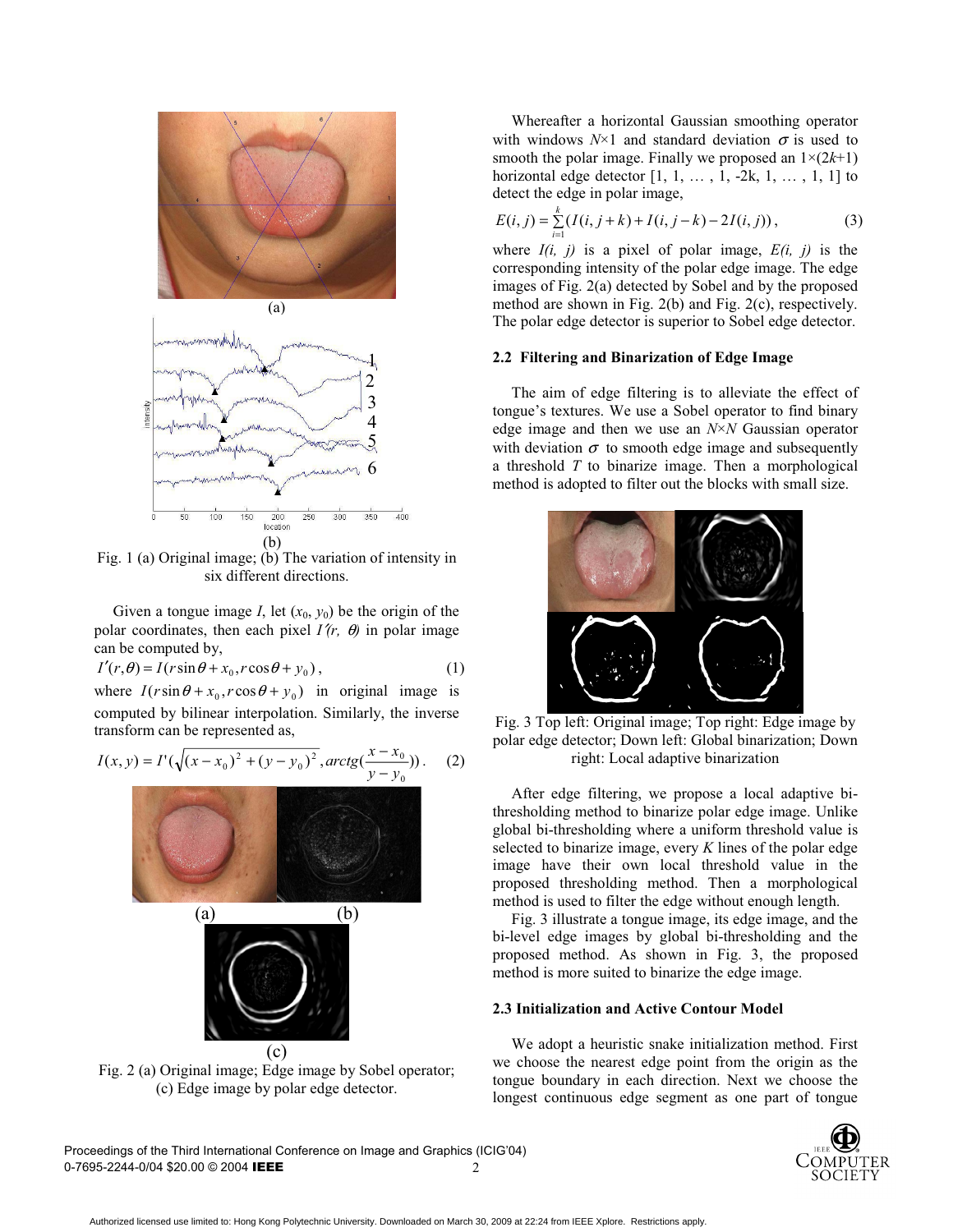Fig. 1 (a) Original image; (b) The variation of intensity in six different directions.

Given a tongue image $I$, let $(x_0, y_0)$ be the origin of the polar coordinates, then each pixel $I'(r, \theta)$ in polar image can be computed by,

$$I'(r,\theta) = I(r\sin\theta + x_0, r\cos\theta + y_0), \quad (1)$$

where $I(r\sin\theta + x_0, r\cos\theta + y_0)$ in original image is computed by bilinear interpolation. Similarly, the inverse transform can be represented as,

$$I(x,y) = I'(\sqrt{(x-x_0)^2 + (y-y_0)^2}, arctg(\frac{x-x_0}{y-y_0})). \quad (2)$$

Fig. 2 (a) Original image; Edge image by Sobel operator; (c) Edge image by polar edge detector.

Whereafter a horizontal Gaussian smoothing operator with windows $N$×1 and standard deviation $\sigma$ is used to smooth the polar image. Finally we proposed an 1×(2$k$+1) horizontal edge detector [1, 1, … , 1, -2k, 1, … , 1, 1] to detect the edge in polar image,

$$E(i,j) = \sum_{i=1}^{k}(I(i,j+k) + I(i,j-k) - 2I(i,j)), \quad (3)$$

where $I(i, j)$ is a pixel of polar image, $E(i, j)$ is the corresponding intensity of the polar edge image. The edge images of Fig. 2(a) detected by Sobel and by the proposed method are shown in Fig. 2(b) and Fig. 2(c), respectively. The polar edge detector is superior to Sobel edge detector.

### 2.2 Filtering and Binarization of Edge Image

The aim of edge filtering is to alleviate the effect of tongue's textures. We use a Sobel operator to find binary edge image and then we use an $N$×$N$ Gaussian operator with deviation $\sigma$ to smooth edge image and subsequently a threshold $T$ to binarize image. Then a morphological method is adopted to filter out the blocks with small size.

Fig. 3 Top left: Original image; Top right: Edge image by polar edge detector; Down left: Global binarization; Down right: Local adaptive binarization

After edge filtering, we propose a local adaptive bi-thresholding method to binarize polar edge image. Unlike global bi-thresholding where a uniform threshold value is selected to binarize image, every $K$ lines of the polar edge image have their own local threshold value in the proposed thresholding method. Then a morphological method is used to filter the edge without enough length.

Fig. 3 illustrate a tongue image, its edge image, and the bi-level edge images by global bi-thresholding and the proposed method. As shown in Fig. 3, the proposed method is more suited to binarize the edge image.

### 2.3 Initialization and Active Contour Model

We adopt a heuristic snake initialization method. First we choose the nearest edge point from the origin as the tongue boundary in each direction. Next we choose the longest continuous edge segment as one part of tongue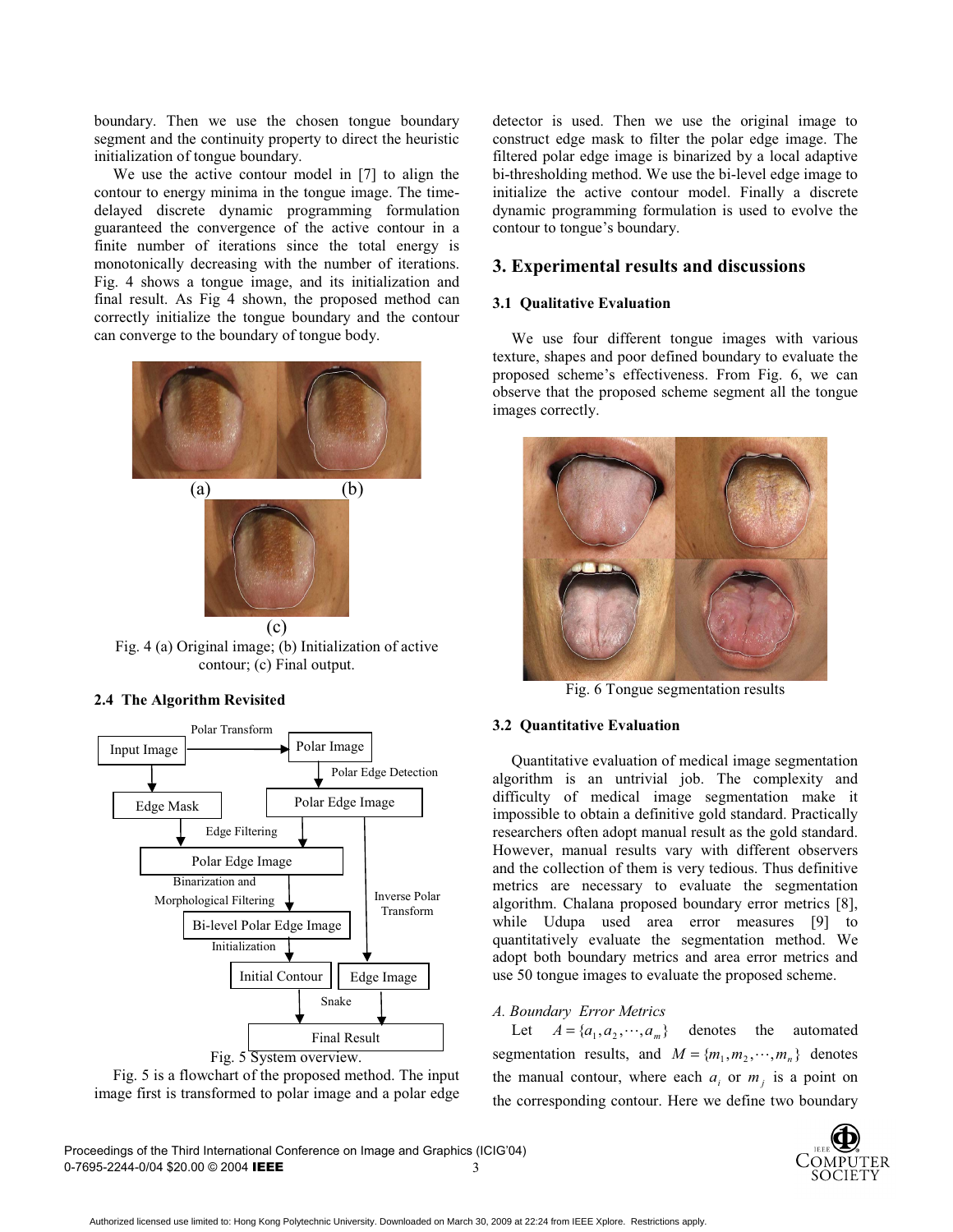boundary. Then we use the chosen tongue boundary segment and the continuity property to direct the heuristic initialization of tongue boundary.

We use the active contour model in [7] to align the contour to energy minima in the tongue image. The time-delayed discrete dynamic programming formulation guaranteed the convergence of the active contour in a finite number of iterations since the total energy is monotonically decreasing with the number of iterations. Fig. 4 shows a tongue image, and its initialization and final result. As Fig 4 shown, the proposed method can correctly initialize the tongue boundary and the contour can converge to the boundary of tongue body.

Fig. 4 (a) Original image; (b) Initialization of active contour; (c) Final output.

### 2.4 The Algorithm Revisited

Fig. 5 System overview.

Fig. 5 is a flowchart of the proposed method. The input image first is transformed to polar image and a polar edge detector is used. Then we use the original image to construct edge mask to filter the polar edge image. The filtered polar edge image is binarized by a local adaptive bi-thresholding method. We use the bi-level edge image to initialize the active contour model. Finally a discrete dynamic programming formulation is used to evolve the contour to tongue's boundary.

## 3. Experimental results and discussions

### 3.1 Qualitative Evaluation

We use four different tongue images with various texture, shapes and poor defined boundary to evaluate the proposed scheme's effectiveness. From Fig. 6, we can observe that the proposed scheme segment all the tongue images correctly.

Fig. 6 Tongue segmentation results

### 3.2 Quantitative Evaluation

Quantitative evaluation of medical image segmentation algorithm is an untrivial job. The complexity and difficulty of medical image segmentation make it impossible to obtain a definitive gold standard. Practically researchers often adopt manual result as the gold standard. However, manual results vary with different observers and the collection of them is very tedious. Thus definitive metrics are necessary to evaluate the segmentation algorithm. Chalana proposed boundary error metrics [8], while Udupa used area error measures [9] to quantitatively evaluate the segmentation method. We adopt both boundary metrics and area error metrics and use 50 tongue images to evaluate the proposed scheme.

*A. Boundary Error Metrics*

Let $A = \{a_1, a_2, \cdots, a_m\}$ denotes the automated segmentation results, and $M = \{m_1, m_2, \cdots, m_n\}$ denotes the manual contour, where each $a_i$ or $m_j$ is a point on the corresponding contour. Here we define two boundary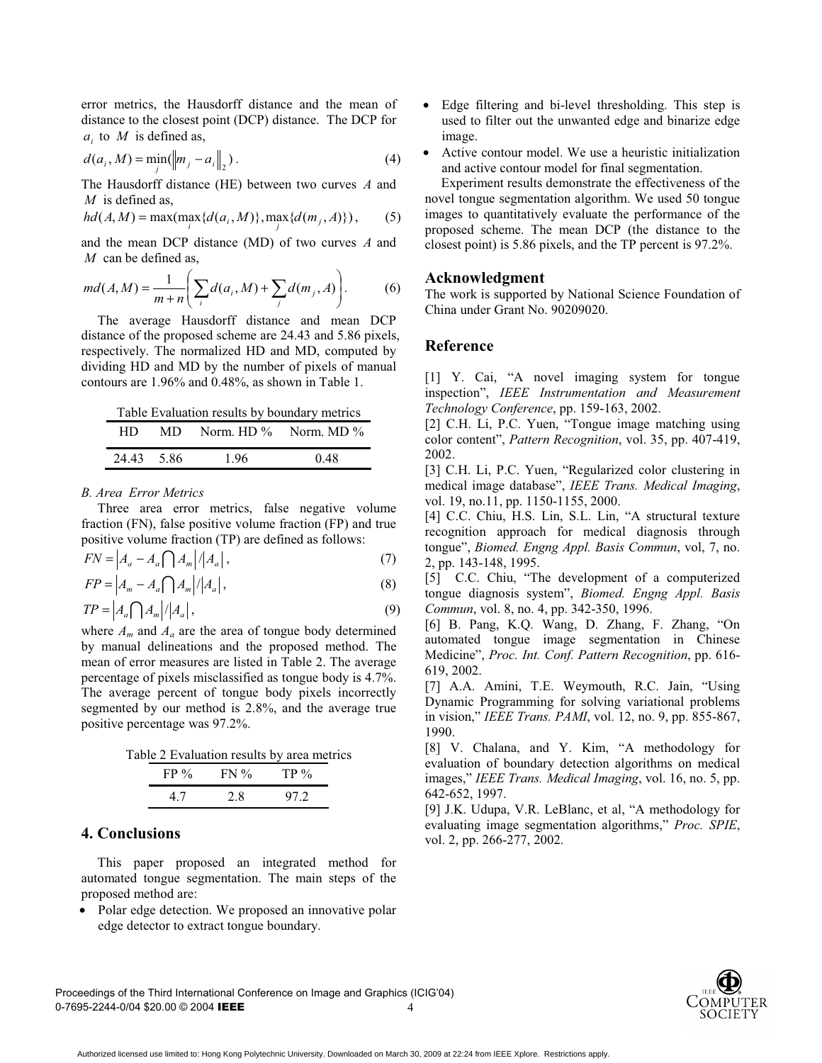error metrics, the Hausdorff distance and the mean of distance to the closest point (DCP) distance. The DCP for $a_i$ to $M$ is defined as,

$$d(a_i, M) = \min_j(\|m_j - a_i\|_2) . \tag{4}$$

The Hausdorff distance (HE) between two curves $A$ and $M$ is defined as,

$$hd(A, M) = \max(\max_i\{d(a_i, M)\}, \max_j\{d(m_j, A)\}) , \tag{5}$$

and the mean DCP distance (MD) of two curves $A$ and $M$ can be defined as,

$$md(A, M) = \frac{1}{m+n}\left(\sum_i d(a_i, M) + \sum_j d(m_j, A)\right). \tag{6}$$

The average Hausdorff distance and mean DCP distance of the proposed scheme are 24.43 and 5.86 pixels, respectively. The normalized HD and MD, computed by dividing HD and MD by the number of pixels of manual contours are 1.96% and 0.48%, as shown in Table 1.

Table Evaluation results by boundary metrics

| HD | MD | Norm. HD % | Norm. MD % |
|---|---|---|---|
| 24.43 | 5.86 | 1.96 | 0.48 |

*B. Area Error Metrics*

Three area error metrics, false negative volume fraction (FN), false positive volume fraction (FP) and true positive volume fraction (TP) are defined as follows:

$$FN = \left|A_a - A_a \bigcap A_m\right| / \left|A_a\right| , \tag{7}$$

$$FP = \left|A_m - A_a \bigcap A_m\right| / \left|A_a\right| , \tag{8}$$

$$TP = \left|A_a \bigcap A_m\right| / \left|A_a\right| , \tag{9}$$

where $A_m$ and $A_a$ are the area of tongue body determined by manual delineations and the proposed method. The mean of error measures are listed in Table 2. The average percentage of pixels misclassified as tongue body is 4.7%. The average percent of tongue body pixels incorrectly segmented by our method is 2.8%, and the average true positive percentage was 97.2%.

Table 2 Evaluation results by area metrics

| FP % | FN % | TP % |
|---|---|---|
| 4.7 | 2.8 | 97.2 |

## 4. Conclusions

This paper proposed an integrated method for automated tongue segmentation. The main steps of the proposed method are:

- Polar edge detection. We proposed an innovative polar edge detector to extract tongue boundary.
- Edge filtering and bi-level thresholding. This step is used to filter out the unwanted edge and binarize edge image.
- Active contour model. We use a heuristic initialization and active contour model for final segmentation.

Experiment results demonstrate the effectiveness of the novel tongue segmentation algorithm. We used 50 tongue images to quantitatively evaluate the performance of the proposed scheme. The mean DCP (the distance to the closest point) is 5.86 pixels, and the TP percent is 97.2%.

## Acknowledgment

The work is supported by National Science Foundation of China under Grant No. 90209020.

## Reference

[1] Y. Cai, "A novel imaging system for tongue inspection", *IEEE Instrumentation and Measurement Technology Conference*, pp. 159-163, 2002.

[2] C.H. Li, P.C. Yuen, "Tongue image matching using color content", *Pattern Recognition*, vol. 35, pp. 407-419, 2002.

[3] C.H. Li, P.C. Yuen, "Regularized color clustering in medical image database", *IEEE Trans. Medical Imaging*, vol. 19, no.11, pp. 1150-1155, 2000.

[4] C.C. Chiu, H.S. Lin, S.L. Lin, "A structural texture recognition approach for medical diagnosis through tongue", *Biomed. Engng Appl. Basis Commun*, vol, 7, no. 2, pp. 143-148, 1995.

[5] C.C. Chiu, "The development of a computerized tongue diagnosis system", *Biomed. Engng Appl. Basis Commun*, vol. 8, no. 4, pp. 342-350, 1996.

[6] B. Pang, K.Q. Wang, D. Zhang, F. Zhang, "On automated tongue image segmentation in Chinese Medicine", *Proc. Int. Conf. Pattern Recognition*, pp. 616-619, 2002.

[7] A.A. Amini, T.E. Weymouth, R.C. Jain, "Using Dynamic Programming for solving variational problems in vision," *IEEE Trans. PAMI*, vol. 12, no. 9, pp. 855-867, 1990.

[8] V. Chalana, and Y. Kim, "A methodology for evaluation of boundary detection algorithms on medical images," *IEEE Trans. Medical Imaging*, vol. 16, no. 5, pp. 642-652, 1997.

[9] J.K. Udupa, V.R. LeBlanc, et al, "A methodology for evaluating image segmentation algorithms," *Proc. SPIE*, vol. 2, pp. 266-277, 2002.